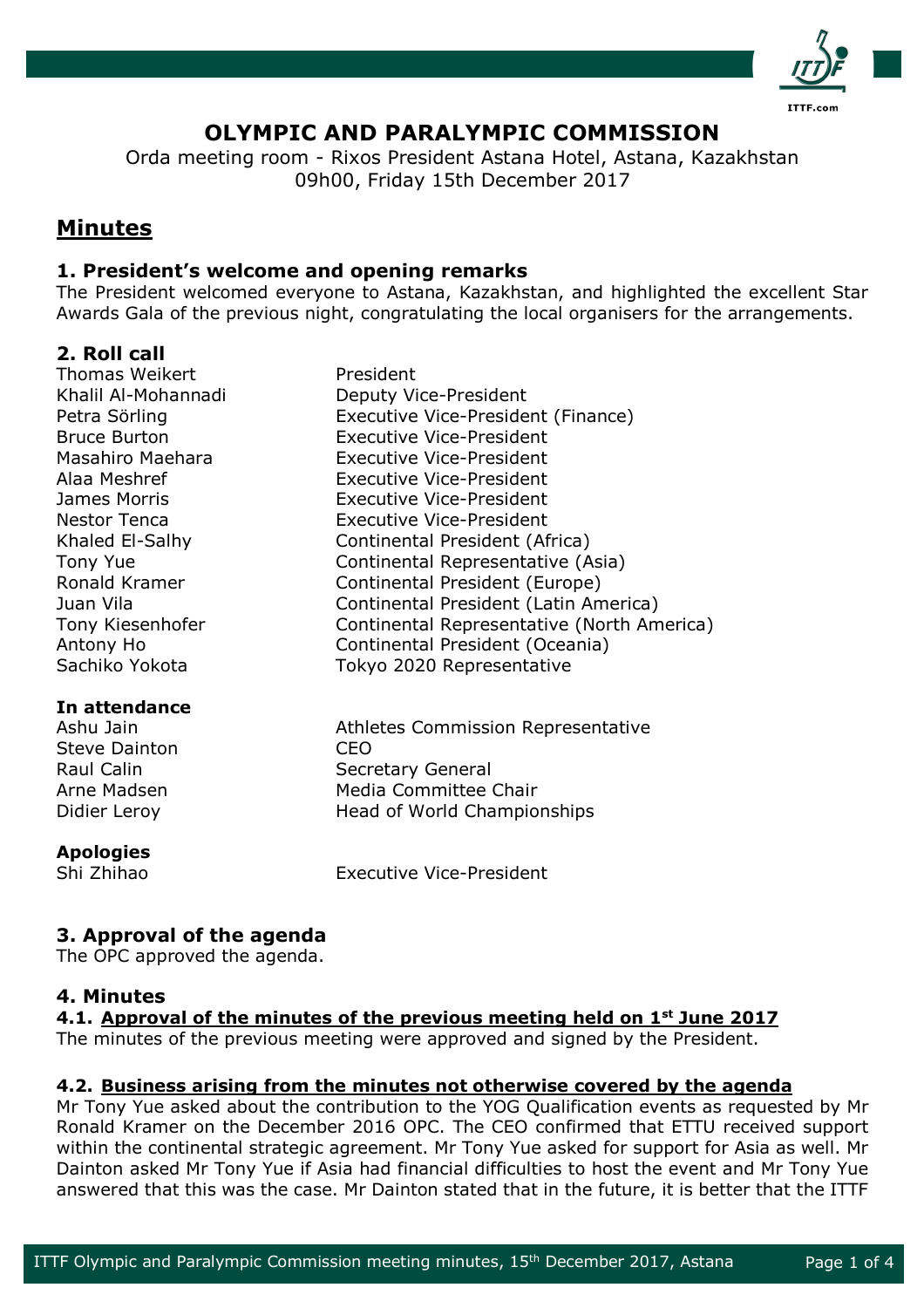# OLYMPIC AND PARALYMPIC COMMISSION

Orda meeting room - Rixos President Astana Hotel, Astana, Kazakhstan
09h00, Friday 15th December 2017

## Minutes

### 1. President's welcome and opening remarks

The President welcomed everyone to Astana, Kazakhstan, and highlighted the excellent Star Awards Gala of the previous night, congratulating the local organisers for the arrangements.

### 2. Roll call

| | |
|---|---|
| Thomas Weikert | President |
| Khalil Al-Mohannadi | Deputy Vice-President |
| Petra Sörling | Executive Vice-President (Finance) |
| Bruce Burton | Executive Vice-President |
| Masahiro Maehara | Executive Vice-President |
| Alaa Meshref | Executive Vice-President |
| James Morris | Executive Vice-President |
| Nestor Tenca | Executive Vice-President |
| Khaled El-Salhy | Continental President (Africa) |
| Tony Yue | Continental Representative (Asia) |
| Ronald Kramer | Continental President (Europe) |
| Juan Vila | Continental President (Latin America) |
| Tony Kiesenhofer | Continental Representative (North America) |
| Antony Ho | Continental President (Oceania) |
| Sachiko Yokota | Tokyo 2020 Representative |

**In attendance**

| | |
|---|---|
| Ashu Jain | Athletes Commission Representative |
| Steve Dainton | CEO |
| Raul Calin | Secretary General |
| Arne Madsen | Media Committee Chair |
| Didier Leroy | Head of World Championships |

**Apologies**

| | |
|---|---|
| Shi Zhihao | Executive Vice-President |

### 3. Approval of the agenda

The OPC approved the agenda.

### 4. Minutes

#### 4.1. Approval of the minutes of the previous meeting held on 1st June 2017

The minutes of the previous meeting were approved and signed by the President.

#### 4.2. Business arising from the minutes not otherwise covered by the agenda

Mr Tony Yue asked about the contribution to the YOG Qualification events as requested by Mr Ronald Kramer on the December 2016 OPC. The CEO confirmed that ETTU received support within the continental strategic agreement. Mr Tony Yue asked for support for Asia as well. Mr Dainton asked Mr Tony Yue if Asia had financial difficulties to host the event and Mr Tony Yue answered that this was the case. Mr Dainton stated that in the future, it is better that the ITTF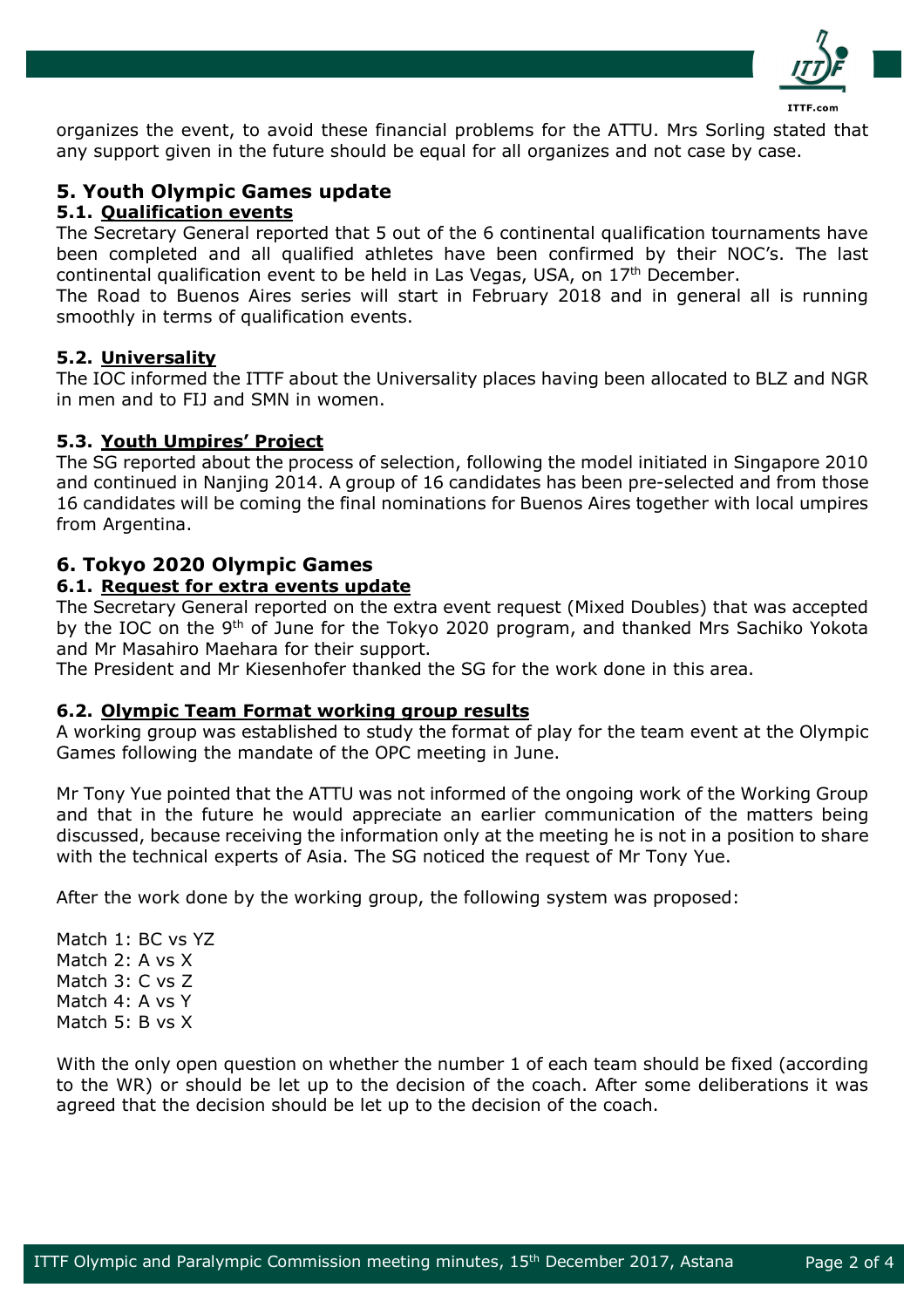organizes the event, to avoid these financial problems for the ATTU. Mrs Sorling stated that any support given in the future should be equal for all organizes and not case by case.

## 5. Youth Olympic Games update

### 5.1. Qualification events

The Secretary General reported that 5 out of the 6 continental qualification tournaments have been completed and all qualified athletes have been confirmed by their NOC's. The last continental qualification event to be held in Las Vegas, USA, on 17th December.

The Road to Buenos Aires series will start in February 2018 and in general all is running smoothly in terms of qualification events.

### 5.2. Universality

The IOC informed the ITTF about the Universality places having been allocated to BLZ and NGR in men and to FIJ and SMN in women.

### 5.3. Youth Umpires' Project

The SG reported about the process of selection, following the model initiated in Singapore 2010 and continued in Nanjing 2014. A group of 16 candidates has been pre-selected and from those 16 candidates will be coming the final nominations for Buenos Aires together with local umpires from Argentina.

## 6. Tokyo 2020 Olympic Games

### 6.1. Request for extra events update

The Secretary General reported on the extra event request (Mixed Doubles) that was accepted by the IOC on the 9th of June for the Tokyo 2020 program, and thanked Mrs Sachiko Yokota and Mr Masahiro Maehara for their support.

The President and Mr Kiesenhofer thanked the SG for the work done in this area.

### 6.2. Olympic Team Format working group results

A working group was established to study the format of play for the team event at the Olympic Games following the mandate of the OPC meeting in June.

Mr Tony Yue pointed that the ATTU was not informed of the ongoing work of the Working Group and that in the future he would appreciate an earlier communication of the matters being discussed, because receiving the information only at the meeting he is not in a position to share with the technical experts of Asia. The SG noticed the request of Mr Tony Yue.

After the work done by the working group, the following system was proposed:

Match 1: BC vs YZ
Match 2: A vs X
Match 3: C vs Z
Match 4: A vs Y
Match 5: B vs X

With the only open question on whether the number 1 of each team should be fixed (according to the WR) or should be let up to the decision of the coach. After some deliberations it was agreed that the decision should be let up to the decision of the coach.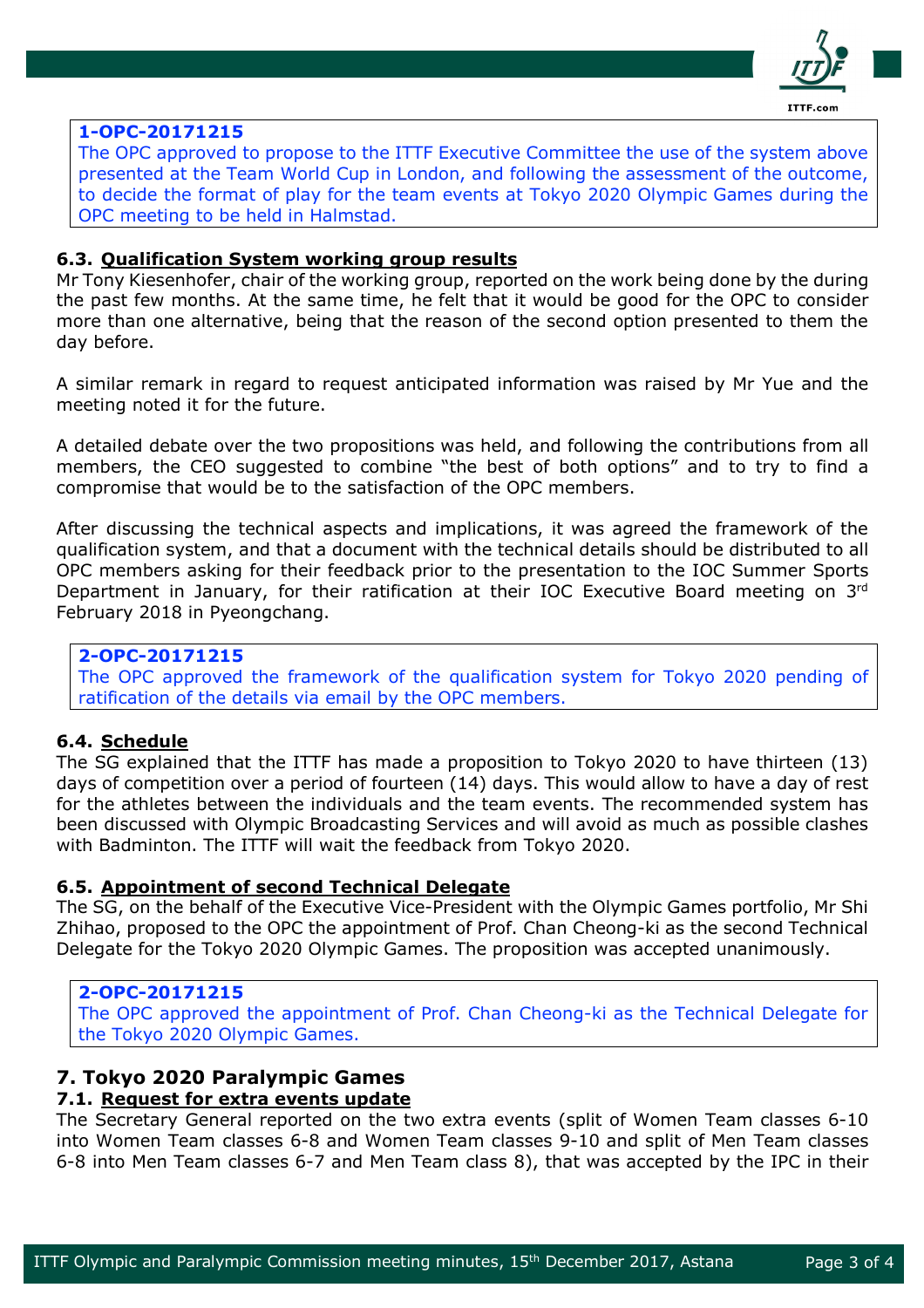**1-OPC-20171215**
The OPC approved to propose to the ITTF Executive Committee the use of the system above presented at the Team World Cup in London, and following the assessment of the outcome, to decide the format of play for the team events at Tokyo 2020 Olympic Games during the OPC meeting to be held in Halmstad.

### 6.3. Qualification System working group results

Mr Tony Kiesenhofer, chair of the working group, reported on the work being done by the during the past few months. At the same time, he felt that it would be good for the OPC to consider more than one alternative, being that the reason of the second option presented to them the day before.

A similar remark in regard to request anticipated information was raised by Mr Yue and the meeting noted it for the future.

A detailed debate over the two propositions was held, and following the contributions from all members, the CEO suggested to combine "the best of both options" and to try to find a compromise that would be to the satisfaction of the OPC members.

After discussing the technical aspects and implications, it was agreed the framework of the qualification system, and that a document with the technical details should be distributed to all OPC members asking for their feedback prior to the presentation to the IOC Summer Sports Department in January, for their ratification at their IOC Executive Board meeting on 3rd February 2018 in Pyeongchang.

**2-OPC-20171215**
The OPC approved the framework of the qualification system for Tokyo 2020 pending of ratification of the details via email by the OPC members.

### 6.4. Schedule

The SG explained that the ITTF has made a proposition to Tokyo 2020 to have thirteen (13) days of competition over a period of fourteen (14) days. This would allow to have a day of rest for the athletes between the individuals and the team events. The recommended system has been discussed with Olympic Broadcasting Services and will avoid as much as possible clashes with Badminton. The ITTF will wait the feedback from Tokyo 2020.

### 6.5. Appointment of second Technical Delegate

The SG, on the behalf of the Executive Vice-President with the Olympic Games portfolio, Mr Shi Zhihao, proposed to the OPC the appointment of Prof. Chan Cheong-ki as the second Technical Delegate for the Tokyo 2020 Olympic Games. The proposition was accepted unanimously.

**2-OPC-20171215**
The OPC approved the appointment of Prof. Chan Cheong-ki as the Technical Delegate for the Tokyo 2020 Olympic Games.

## 7. Tokyo 2020 Paralympic Games

### 7.1. Request for extra events update

The Secretary General reported on the two extra events (split of Women Team classes 6-10 into Women Team classes 6-8 and Women Team classes 9-10 and split of Men Team classes 6-8 into Men Team classes 6-7 and Men Team class 8), that was accepted by the IPC in their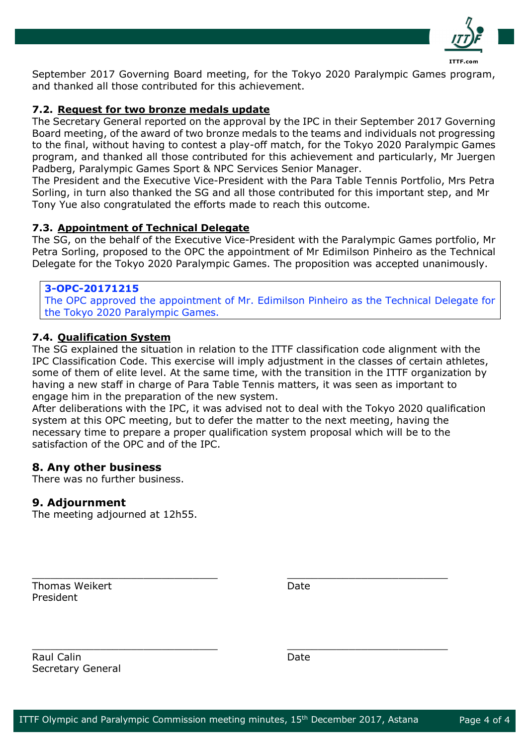September 2017 Governing Board meeting, for the Tokyo 2020 Paralympic Games program, and thanked all those contributed for this achievement.

### 7.2. Request for two bronze medals update

The Secretary General reported on the approval by the IPC in their September 2017 Governing Board meeting, of the award of two bronze medals to the teams and individuals not progressing to the final, without having to contest a play-off match, for the Tokyo 2020 Paralympic Games program, and thanked all those contributed for this achievement and particularly, Mr Juergen Padberg, Paralympic Games Sport & NPC Services Senior Manager.

The President and the Executive Vice-President with the Para Table Tennis Portfolio, Mrs Petra Sorling, in turn also thanked the SG and all those contributed for this important step, and Mr Tony Yue also congratulated the efforts made to reach this outcome.

### 7.3. Appointment of Technical Delegate

The SG, on the behalf of the Executive Vice-President with the Paralympic Games portfolio, Mr Petra Sorling, proposed to the OPC the appointment of Mr Edimilson Pinheiro as the Technical Delegate for the Tokyo 2020 Paralympic Games. The proposition was accepted unanimously.

> **3-OPC-20171215**
> The OPC approved the appointment of Mr. Edimilson Pinheiro as the Technical Delegate for the Tokyo 2020 Paralympic Games.

### 7.4. Qualification System

The SG explained the situation in relation to the ITTF classification code alignment with the IPC Classification Code. This exercise will imply adjustment in the classes of certain athletes, some of them of elite level. At the same time, with the transition in the ITTF organization by having a new staff in charge of Para Table Tennis matters, it was seen as important to engage him in the preparation of the new system.

After deliberations with the IPC, it was advised not to deal with the Tokyo 2020 qualification system at this OPC meeting, but to defer the matter to the next meeting, having the necessary time to prepare a proper qualification system proposal which will be to the satisfaction of the OPC and of the IPC.

## 8. Any other business

There was no further business.

## 9. Adjournment

The meeting adjourned at 12h55.

\_\_\_\_\_\_\_\_\_\_\_\_\_\_\_\_\_\_\_\_\_\_\_\_\_\_\_\_\_\_ \_\_\_\_\_\_\_\_\_\_\_\_\_\_\_\_\_\_\_\_\_\_\_\_\_\_

Thomas Weikert — Date
President

\_\_\_\_\_\_\_\_\_\_\_\_\_\_\_\_\_\_\_\_\_\_\_\_\_\_\_\_\_\_ \_\_\_\_\_\_\_\_\_\_\_\_\_\_\_\_\_\_\_\_\_\_\_\_\_\_

Raul Calin — Date
Secretary General